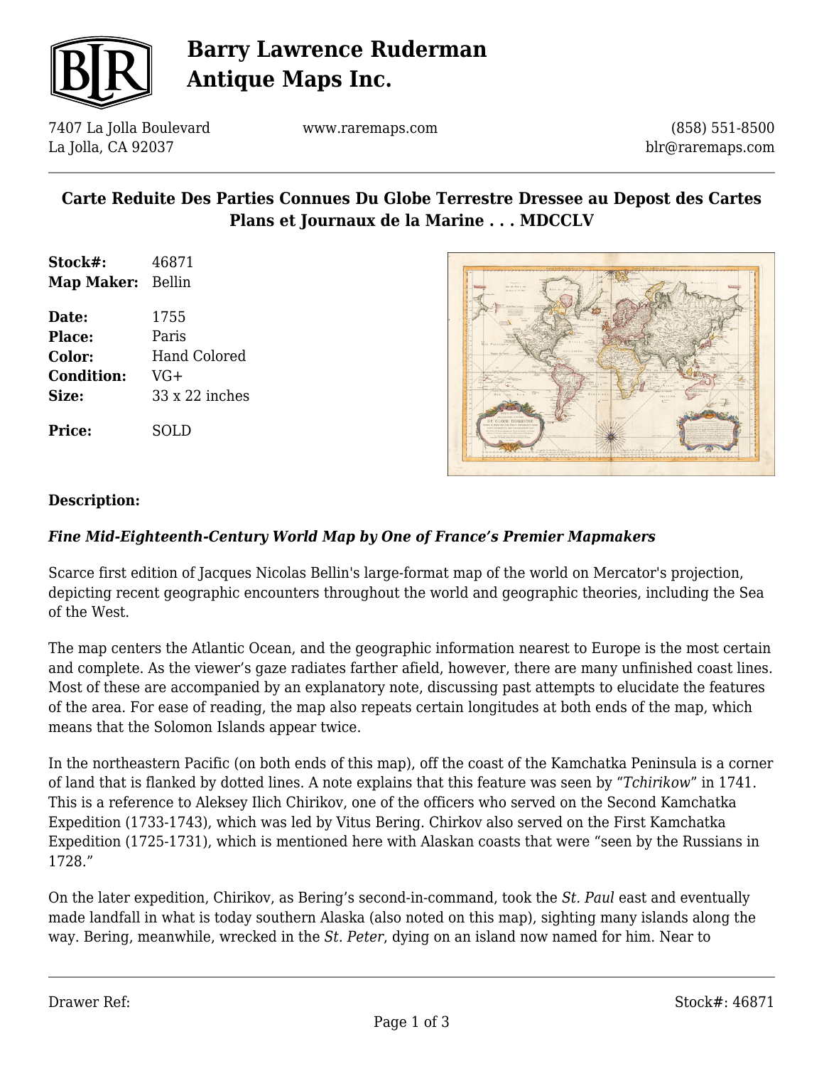# Barry Lawrence Ruderman Antique Maps Inc.

7407 La Jolla Boulevard
La Jolla, CA 92037

www.raremaps.com

(858) 551-8500
blr@raremaps.com

## Carte Reduite Des Parties Connues Du Globe Terrestre Dressee au Depost des Cartes Plans et Journaux de la Marine . . . MDCCLV

| | |
|---|---|
| **Stock#:** | 46871 |
| **Map Maker:** | Bellin |
| **Date:** | 1755 |
| **Place:** | Paris |
| **Color:** | Hand Colored |
| **Condition:** | VG+ |
| **Size:** | 33 x 22 inches |
| **Price:** | SOLD |

**Description:**

***Fine Mid-Eighteenth-Century World Map by One of France's Premier Mapmakers***

Scarce first edition of Jacques Nicolas Bellin's large-format map of the world on Mercator's projection, depicting recent geographic encounters throughout the world and geographic theories, including the Sea of the West.

The map centers the Atlantic Ocean, and the geographic information nearest to Europe is the most certain and complete. As the viewer's gaze radiates farther afield, however, there are many unfinished coast lines. Most of these are accompanied by an explanatory note, discussing past attempts to elucidate the features of the area. For ease of reading, the map also repeats certain longitudes at both ends of the map, which means that the Solomon Islands appear twice.

In the northeastern Pacific (on both ends of this map), off the coast of the Kamchatka Peninsula is a corner of land that is flanked by dotted lines. A note explains that this feature was seen by "*Tchirikow*" in 1741. This is a reference to Aleksey Ilich Chirikov, one of the officers who served on the Second Kamchatka Expedition (1733-1743), which was led by Vitus Bering. Chirkov also served on the First Kamchatka Expedition (1725-1731), which is mentioned here with Alaskan coasts that were "seen by the Russians in 1728."

On the later expedition, Chirikov, as Bering's second-in-command, took the *St. Paul* east and eventually made landfall in what is today southern Alaska (also noted on this map), sighting many islands along the way. Bering, meanwhile, wrecked in the *St. Peter*, dying on an island now named for him. Near to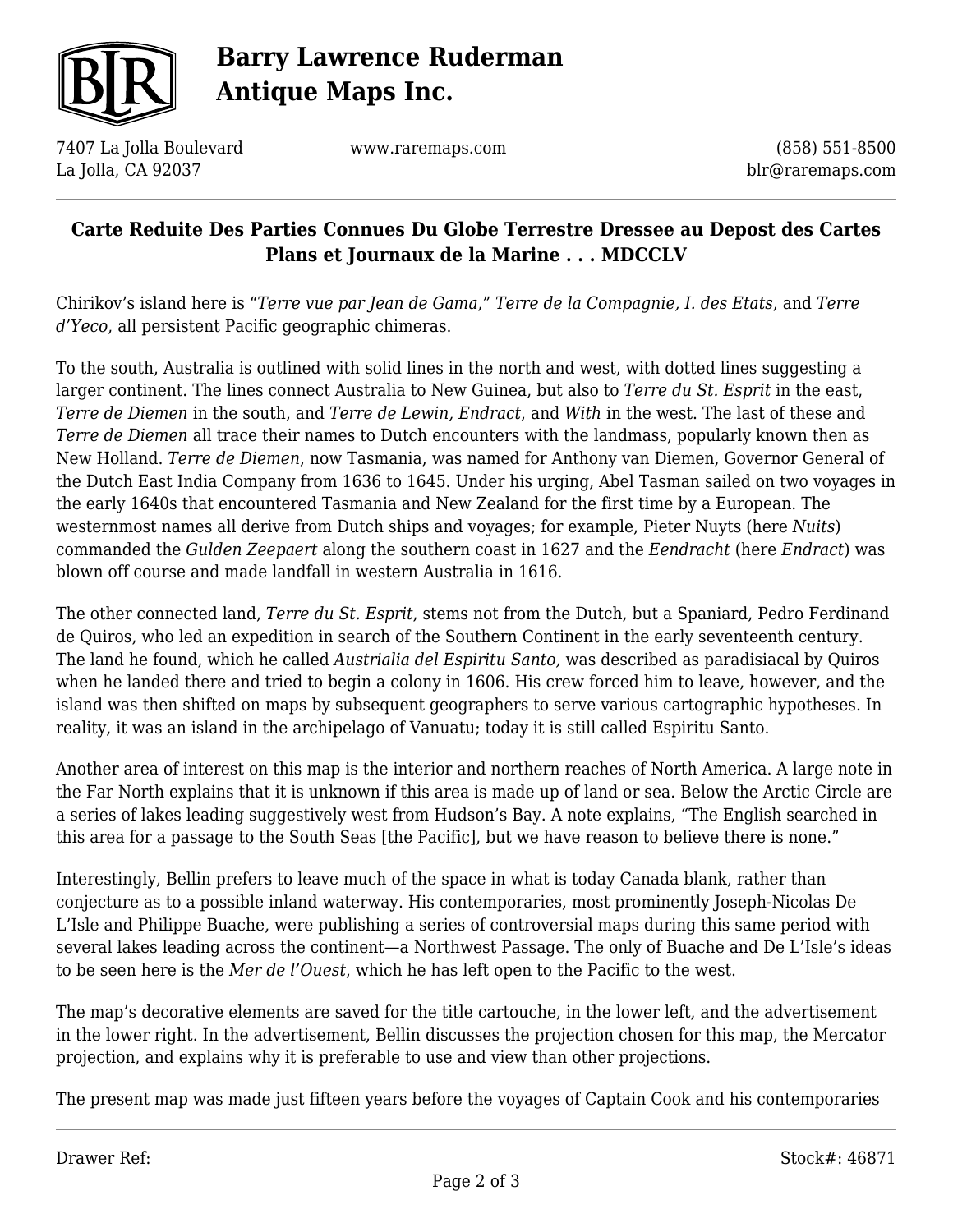## Carte Reduite Des Parties Connues Du Globe Terrestre Dressee au Depost des Cartes Plans et Journaux de la Marine . . . MDCCLV

Chirikov's island here is "*Terre vue par Jean de Gama*," *Terre de la Compagnie, I. des Etats*, and *Terre d'Yeco*, all persistent Pacific geographic chimeras.

To the south, Australia is outlined with solid lines in the north and west, with dotted lines suggesting a larger continent. The lines connect Australia to New Guinea, but also to *Terre du St. Esprit* in the east, *Terre de Diemen* in the south, and *Terre de Lewin, Endract*, and *With* in the west. The last of these and *Terre de Diemen* all trace their names to Dutch encounters with the landmass, popularly known then as New Holland. *Terre de Diemen*, now Tasmania, was named for Anthony van Diemen, Governor General of the Dutch East India Company from 1636 to 1645. Under his urging, Abel Tasman sailed on two voyages in the early 1640s that encountered Tasmania and New Zealand for the first time by a European. The westernmost names all derive from Dutch ships and voyages; for example, Pieter Nuyts (here *Nuits*) commanded the *Gulden Zeepaert* along the southern coast in 1627 and the *Eendracht* (here *Endract*) was blown off course and made landfall in western Australia in 1616.

The other connected land, *Terre du St. Esprit*, stems not from the Dutch, but a Spaniard, Pedro Ferdinand de Quiros, who led an expedition in search of the Southern Continent in the early seventeenth century. The land he found, which he called *Austrialia del Espiritu Santo,* was described as paradisiacal by Quiros when he landed there and tried to begin a colony in 1606. His crew forced him to leave, however, and the island was then shifted on maps by subsequent geographers to serve various cartographic hypotheses. In reality, it was an island in the archipelago of Vanuatu; today it is still called Espiritu Santo.

Another area of interest on this map is the interior and northern reaches of North America. A large note in the Far North explains that it is unknown if this area is made up of land or sea. Below the Arctic Circle are a series of lakes leading suggestively west from Hudson's Bay. A note explains, "The English searched in this area for a passage to the South Seas [the Pacific], but we have reason to believe there is none."

Interestingly, Bellin prefers to leave much of the space in what is today Canada blank, rather than conjecture as to a possible inland waterway. His contemporaries, most prominently Joseph-Nicolas De L'Isle and Philippe Buache, were publishing a series of controversial maps during this same period with several lakes leading across the continent—a Northwest Passage. The only of Buache and De L'Isle's ideas to be seen here is the *Mer de l'Ouest*, which he has left open to the Pacific to the west.

The map's decorative elements are saved for the title cartouche, in the lower left, and the advertisement in the lower right. In the advertisement, Bellin discusses the projection chosen for this map, the Mercator projection, and explains why it is preferable to use and view than other projections.

The present map was made just fifteen years before the voyages of Captain Cook and his contemporaries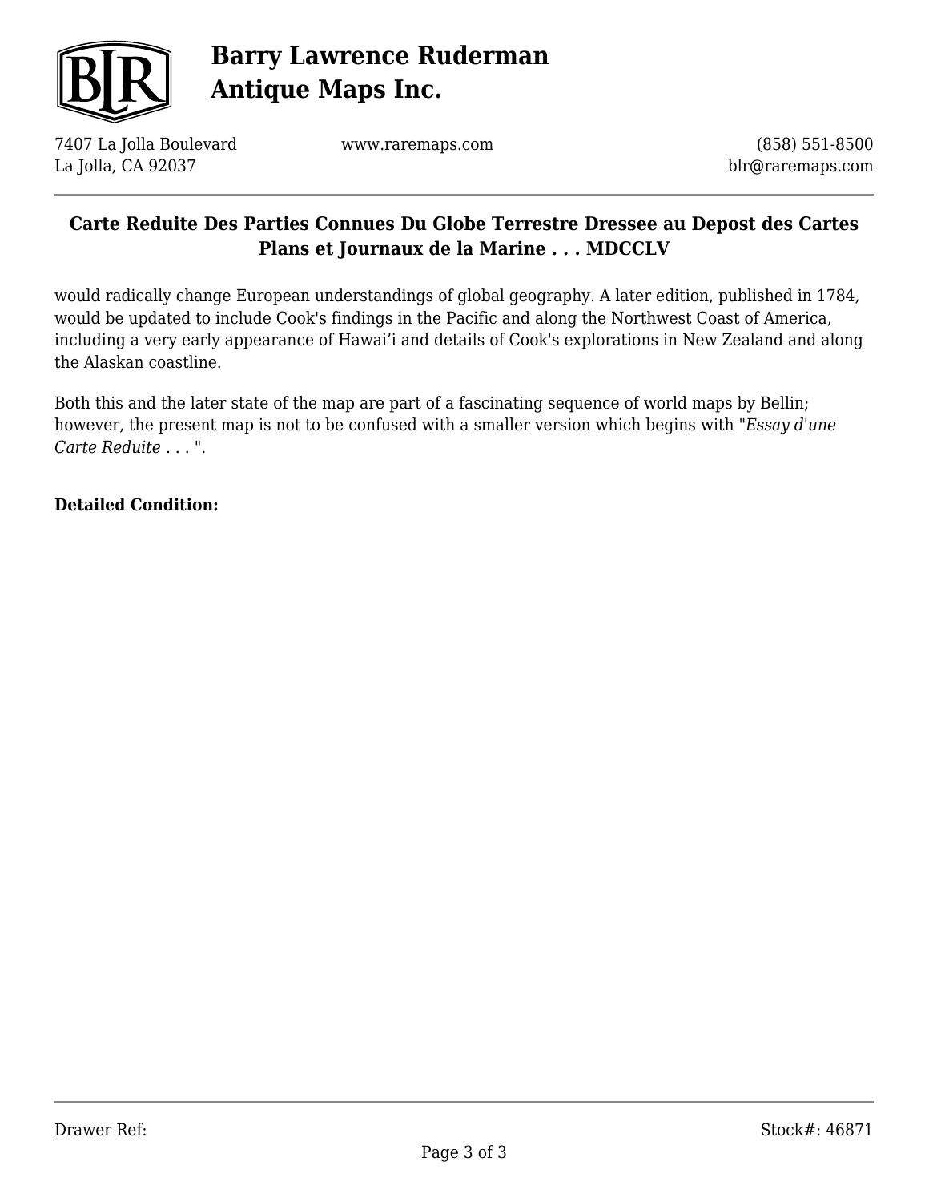would radically change European understandings of global geography. A later edition, published in 1784, would be updated to include Cook's findings in the Pacific and along the Northwest Coast of America, including a very early appearance of Hawai'i and details of Cook's explorations in New Zealand and along the Alaskan coastline.

Both this and the later state of the map are part of a fascinating sequence of world maps by Bellin; however, the present map is not to be confused with a smaller version which begins with "*Essay d'une Carte Reduite* . . . ".

**Detailed Condition:**